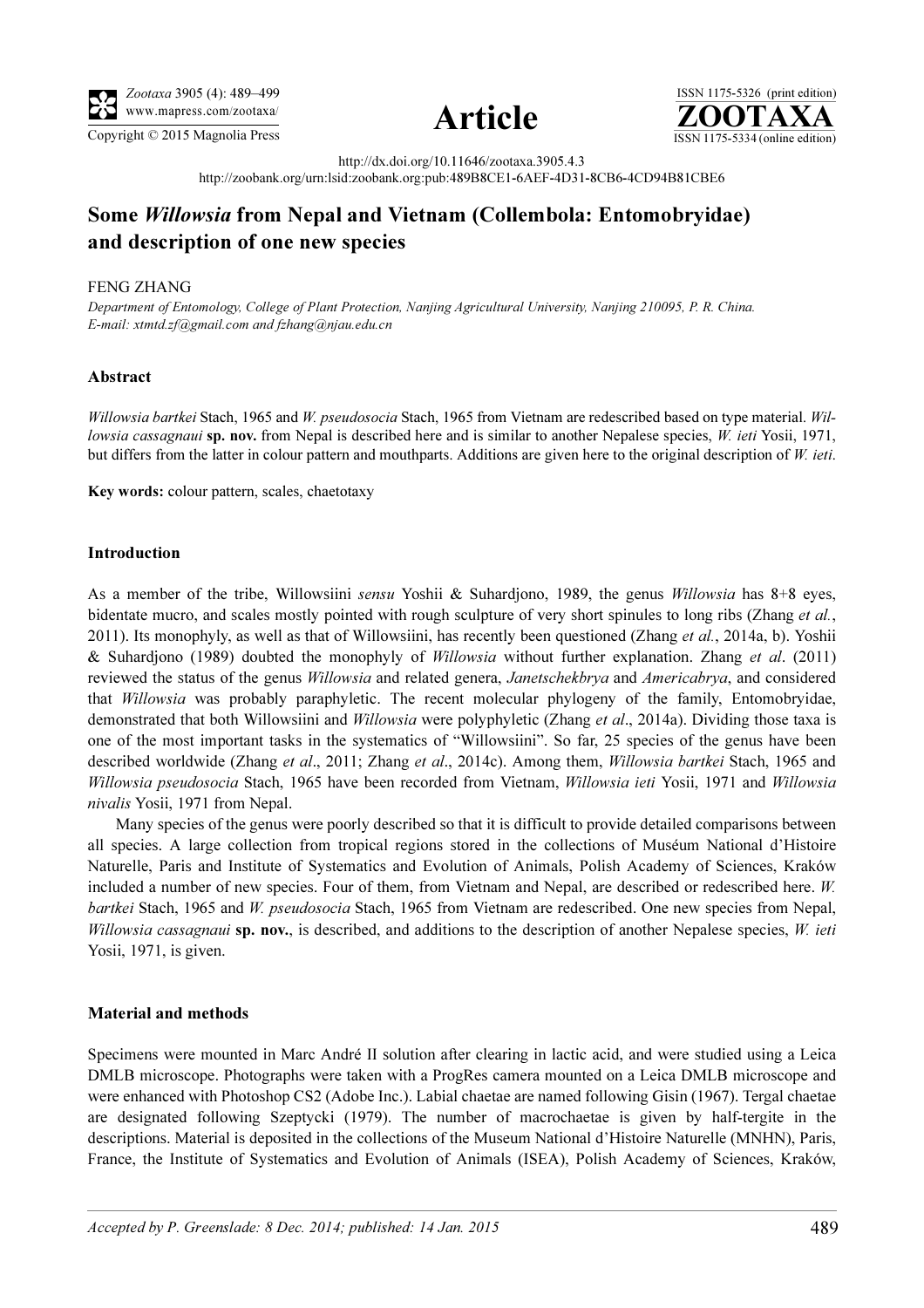Article

http://dx.doi.org/10.11646/zootaxa.3905.4.3

http://zoobank.org/urn:lsid:zoobank.org:pub:489B8CE1-6AEF-4D31-8CB6-4CD94B81CBE6

# Some *Willowsia* from Nepal and Vietnam (Collembola: Entomobryidae) and description of one new species

FENG ZHANG

*Department of Entomology, College of Plant Protection, Nanjing Agricultural University, Nanjing 210095, P. R. China. E-mail: xtmtd.zf@gmail.com and fzhang@njau.edu.cn*

## Abstract

*Willowsia bartkei* Stach, 1965 and *W. pseudosocia* Stach, 1965 from Vietnam are redescribed based on type material. *Willowsia cassagnaui* **sp. nov.** from Nepal is described here and is similar to another Nepalese species, *W. ieti* Yosii, 1971, but differs from the latter in colour pattern and mouthparts. Additions are given here to the original description of *W. ieti.*

**Key words:** colour pattern, scales, chaetotaxy

## Introduction

As a member of the tribe, Willowsiini *sensu* Yoshii & Suhardjono, 1989, the genus *Willowsia* has 8+8 eyes, bidentate mucro, and scales mostly pointed with rough sculpture of very short spinules to long ribs (Zhang *et al.*, 2011). Its monophyly, as well as that of Willowsiini, has recently been questioned (Zhang *et al.*, 2014a, b). Yoshii & Suhardjono (1989) doubted the monophyly of *Willowsia* without further explanation. Zhang *et al*. (2011) reviewed the status of the genus *Willowsia* and related genera, *Janetschekbrya* and *Americabrya*, and considered that *Willowsia* was probably paraphyletic. The recent molecular phylogeny of the family, Entomobryidae, demonstrated that both Willowsiini and *Willowsia* were polyphyletic (Zhang *et al*., 2014a). Dividing those taxa is one of the most important tasks in the systematics of "Willowsiini". So far, 25 species of the genus have been described worldwide (Zhang *et al*., 2011; Zhang *et al*., 2014c). Among them, *Willowsia bartkei* Stach, 1965 and *Willowsia pseudosocia* Stach, 1965 have been recorded from Vietnam, *Willowsia ieti* Yosii, 1971 and *Willowsia nivalis* Yosii, 1971 from Nepal.

Many species of the genus were poorly described so that it is difficult to provide detailed comparisons between all species. A large collection from tropical regions stored in the collections of Muséum National d'Histoire Naturelle, Paris and Institute of Systematics and Evolution of Animals, Polish Academy of Sciences, Kraków included a number of new species. Four of them, from Vietnam and Nepal, are described or redescribed here. *W. bartkei* Stach, 1965 and *W. pseudosocia* Stach, 1965 from Vietnam are redescribed. One new species from Nepal, *Willowsia cassagnaui* **sp. nov.**, is described, and additions to the description of another Nepalese species, *W. ieti* Yosii, 1971, is given.

## Material and methods

Specimens were mounted in Marc André II solution after clearing in lactic acid, and were studied using a Leica DMLB microscope. Photographs were taken with a ProgRes camera mounted on a Leica DMLB microscope and were enhanced with Photoshop CS2 (Adobe Inc.). Labial chaetae are named following Gisin (1967). Tergal chaetae are designated following Szeptycki (1979). The number of macrochaetae is given by half-tergite in the descriptions. Material is deposited in the collections of the Museum National d'Histoire Naturelle (MNHN), Paris, France, the Institute of Systematics and Evolution of Animals (ISEA), Polish Academy of Sciences, Kraków,

Accepted by P. Greenslade: 8 Dec. 2014; published: 14 Jan. 2015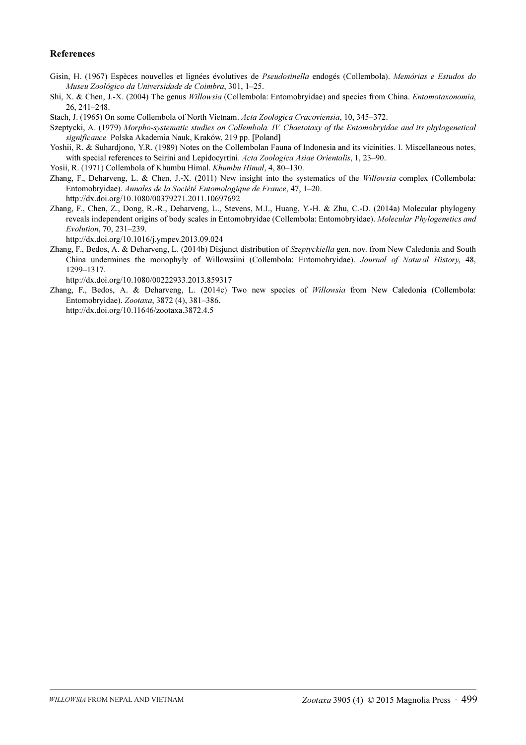## References

Gisin, H. (1967) Espèces nouvelles et lignées évolutives de *Pseudosinella* endogés (Collembola). *Memórias e Estudos do Museu Zoológico da Universidade de Coimbra*, 301, 1–25.

Shi, X. & Chen, J.-X. (2004) The genus *Willowsia* (Collembola: Entomobryidae) and species from China. *Entomotaxonomia*, 26, 241–248.

Stach, J. (1965) On some Collembola of North Vietnam. *Acta Zoologica Cracoviensia*, 10, 345–372.

Szeptycki, A. (1979) *Morpho-systematic studies on Collembola. IV. Chaetotaxy of the Entomobryidae and its phylogenetical significance.* Polska Akademia Nauk, Kraków, 219 pp. [Poland]

Yoshii, R. & Suhardjono, Y.R. (1989) Notes on the Collembolan Fauna of Indonesia and its vicinities. I. Miscellaneous notes, with special references to Seirini and Lepidocyrtini. *Acta Zoologica Asiae Orientalis*, 1, 23–90.

Yosii, R. (1971) Collembola of Khumbu Himal. *Khumbu Himal*, 4, 80–130.

Zhang, F., Deharveng, L. & Chen, J.-X. (2011) New insight into the systematics of the *Willowsia* complex (Collembola: Entomobryidae). *Annales de la Société Entomologique de France*, 47, 1–20. http://dx.doi.org/10.1080/00379271.2011.10697692

Zhang, F., Chen, Z., Dong, R.-R., Deharveng, L., Stevens, M.I., Huang, Y.-H. & Zhu, C.-D. (2014a) Molecular phylogeny reveals independent origins of body scales in Entomobryidae (Collembola: Entomobryidae). *Molecular Phylogenetics and Evolution*, 70, 231–239. http://dx.doi.org/10.1016/j.ympev.2013.09.024

Zhang, F., Bedos, A. & Deharveng, L. (2014b) Disjunct distribution of *Szeptyckiella* gen. nov. from New Caledonia and South China undermines the monophyly of Willowsiini (Collembola: Entomobryidae). *Journal of Natural History*, 48, 1299–1317. http://dx.doi.org/10.1080/00222933.2013.859317

Zhang, F., Bedos, A. & Deharveng, L. (2014c) Two new species of *Willowsia* from New Caledonia (Collembola: Entomobryidae). *Zootaxa*, 3872 (4), 381–386. http://dx.doi.org/10.11646/zootaxa.3872.4.5